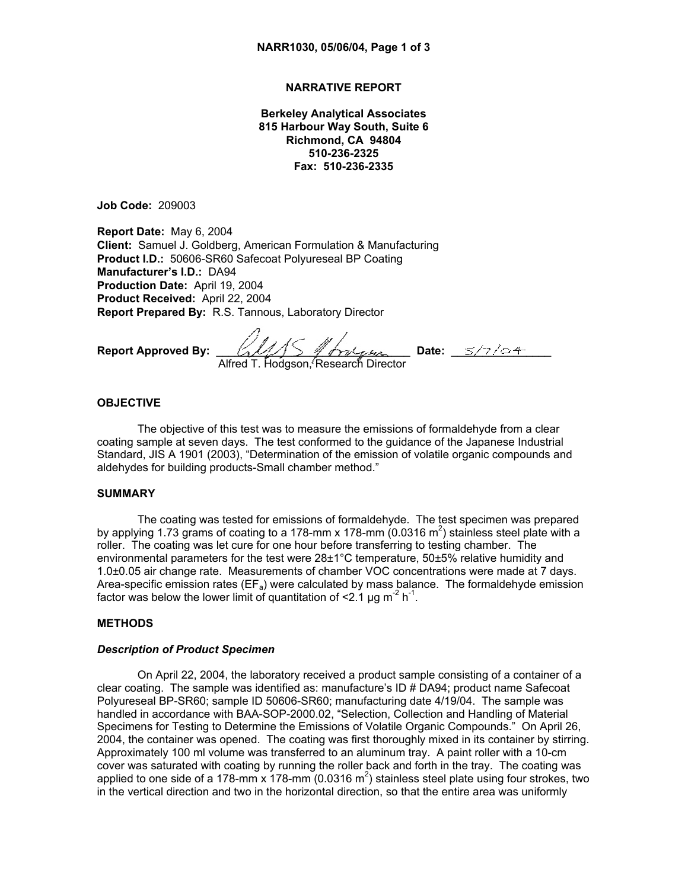# NARRATIVE REPORT

**Berkeley Analytical Associates**
**815 Harbour Way South, Suite 6**
**Richmond, CA 94804**
**510-236-2325**
**Fax: 510-236-2335**

**Job Code:** 209003

**Report Date:** May 6, 2004
**Client:** Samuel J. Goldberg, American Formulation & Manufacturing
**Product I.D.:** 50606-SR60 Safecoat Polyureseal BP Coating
**Manufacturer's I.D.:** DA94
**Production Date:** April 19, 2004
**Product Received:** April 22, 2004
**Report Prepared By:** R.S. Tannous, Laboratory Director

**Report Approved By:** ______________________ **Date:** 5/7/04
Alfred T. Hodgson, Research Director

## OBJECTIVE

The objective of this test was to measure the emissions of formaldehyde from a clear coating sample at seven days. The test conformed to the guidance of the Japanese Industrial Standard, JIS A 1901 (2003), "Determination of the emission of volatile organic compounds and aldehydes for building products-Small chamber method."

## SUMMARY

The coating was tested for emissions of formaldehyde. The test specimen was prepared by applying 1.73 grams of coating to a 178-mm x 178-mm (0.0316 $m^2$) stainless steel plate with a roller. The coating was let cure for one hour before transferring to testing chamber. The environmental parameters for the test were 28±1°C temperature, 50±5% relative humidity and 1.0±0.05 air change rate. Measurements of chamber VOC concentrations were made at 7 days. Area-specific emission rates ($EF_a$) were calculated by mass balance. The formaldehyde emission factor was below the lower limit of quantitation of <2.1 µg $m^{-2}$ $h^{-1}$.

## METHODS

### *Description of Product Specimen*

On April 22, 2004, the laboratory received a product sample consisting of a container of a clear coating. The sample was identified as: manufacture's ID # DA94; product name Safecoat Polyureseal BP-SR60; sample ID 50606-SR60; manufacturing date 4/19/04. The sample was handled in accordance with BAA-SOP-2000.02, "Selection, Collection and Handling of Material Specimens for Testing to Determine the Emissions of Volatile Organic Compounds." On April 26, 2004, the container was opened. The coating was first thoroughly mixed in its container by stirring. Approximately 100 ml volume was transferred to an aluminum tray. A paint roller with a 10-cm cover was saturated with coating by running the roller back and forth in the tray. The coating was applied to one side of a 178-mm x 178-mm (0.0316 $m^2$) stainless steel plate using four strokes, two in the vertical direction and two in the horizontal direction, so that the entire area was uniformly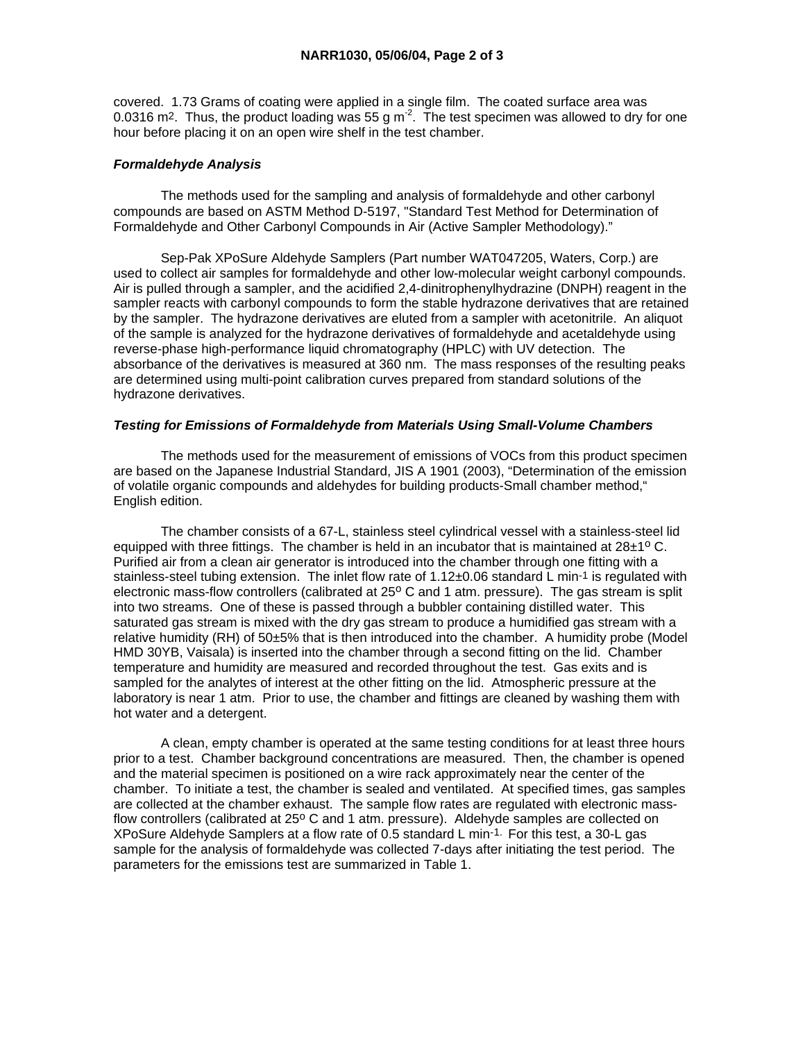covered. 1.73 Grams of coating were applied in a single film. The coated surface area was 0.0316 $m^2$. Thus, the product loading was 55 g $m^{-2}$. The test specimen was allowed to dry for one hour before placing it on an open wire shelf in the test chamber.

### *Formaldehyde Analysis*

The methods used for the sampling and analysis of formaldehyde and other carbonyl compounds are based on ASTM Method D-5197, "Standard Test Method for Determination of Formaldehyde and Other Carbonyl Compounds in Air (Active Sampler Methodology)."

Sep-Pak XPoSure Aldehyde Samplers (Part number WAT047205, Waters, Corp.) are used to collect air samples for formaldehyde and other low-molecular weight carbonyl compounds. Air is pulled through a sampler, and the acidified 2,4-dinitrophenylhydrazine (DNPH) reagent in the sampler reacts with carbonyl compounds to form the stable hydrazone derivatives that are retained by the sampler. The hydrazone derivatives are eluted from a sampler with acetonitrile. An aliquot of the sample is analyzed for the hydrazone derivatives of formaldehyde and acetaldehyde using reverse-phase high-performance liquid chromatography (HPLC) with UV detection. The absorbance of the derivatives is measured at 360 nm. The mass responses of the resulting peaks are determined using multi-point calibration curves prepared from standard solutions of the hydrazone derivatives.

### *Testing for Emissions of Formaldehyde from Materials Using Small-Volume Chambers*

The methods used for the measurement of emissions of VOCs from this product specimen are based on the Japanese Industrial Standard, JIS A 1901 (2003), "Determination of the emission of volatile organic compounds and aldehydes for building products-Small chamber method," English edition.

The chamber consists of a 67-L, stainless steel cylindrical vessel with a stainless-steel lid equipped with three fittings. The chamber is held in an incubator that is maintained at 28±1º C. Purified air from a clean air generator is introduced into the chamber through one fitting with a stainless-steel tubing extension. The inlet flow rate of 1.12±0.06 standard L $min^{-1}$ is regulated with electronic mass-flow controllers (calibrated at 25º C and 1 atm. pressure). The gas stream is split into two streams. One of these is passed through a bubbler containing distilled water. This saturated gas stream is mixed with the dry gas stream to produce a humidified gas stream with a relative humidity (RH) of 50±5% that is then introduced into the chamber. A humidity probe (Model HMD 30YB, Vaisala) is inserted into the chamber through a second fitting on the lid. Chamber temperature and humidity are measured and recorded throughout the test. Gas exits and is sampled for the analytes of interest at the other fitting on the lid. Atmospheric pressure at the laboratory is near 1 atm. Prior to use, the chamber and fittings are cleaned by washing them with hot water and a detergent.

A clean, empty chamber is operated at the same testing conditions for at least three hours prior to a test. Chamber background concentrations are measured. Then, the chamber is opened and the material specimen is positioned on a wire rack approximately near the center of the chamber. To initiate a test, the chamber is sealed and ventilated. At specified times, gas samples are collected at the chamber exhaust. The sample flow rates are regulated with electronic mass-flow controllers (calibrated at 25º C and 1 atm. pressure). Aldehyde samples are collected on XPoSure Aldehyde Samplers at a flow rate of 0.5 standard L $min^{-1}$. For this test, a 30-L gas sample for the analysis of formaldehyde was collected 7-days after initiating the test period. The parameters for the emissions test are summarized in Table 1.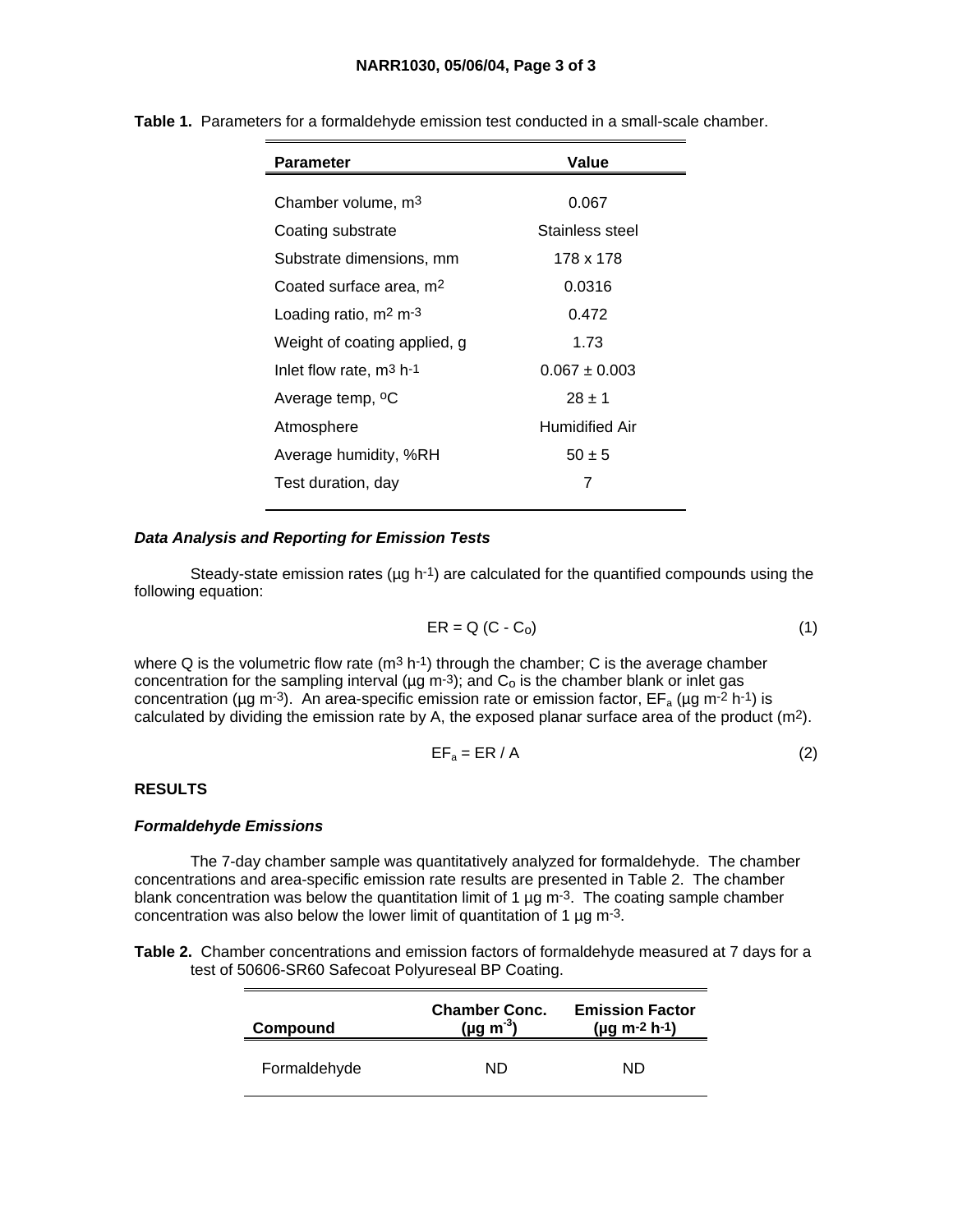**Table 1.** Parameters for a formaldehyde emission test conducted in a small-scale chamber.

| Parameter | Value |
|---|---|
| Chamber volume, $m^3$ | 0.067 |
| Coating substrate | Stainless steel |
| Substrate dimensions, mm | 178 x 178 |
| Coated surface area, $m^2$ | 0.0316 |
| Loading ratio, $m^2\ m^{-3}$ | 0.472 |
| Weight of coating applied, g | 1.73 |
| Inlet flow rate, $m^3\ h^{-1}$ | 0.067 ± 0.003 |
| Average temp, ºC | 28 ± 1 |
| Atmosphere | Humidified Air |
| Average humidity, %RH | 50 ± 5 |
| Test duration, day | 7 |

### *Data Analysis and Reporting for Emission Tests*

Steady-state emission rates (µg $h^{-1}$) are calculated for the quantified compounds using the following equation:

$$ER = Q\ (C - C_o) \tag{1}$$

where Q is the volumetric flow rate ($m^3\ h^{-1}$) through the chamber; C is the average chamber concentration for the sampling interval (µg $m^{-3}$); and $C_o$ is the chamber blank or inlet gas concentration (µg $m^{-3}$). An area-specific emission rate or emission factor, $EF_a$ (µg $m^{-2}\ h^{-1}$) is calculated by dividing the emission rate by A, the exposed planar surface area of the product ($m^2$).

$$EF_a = ER / A \tag{2}$$

## RESULTS

### *Formaldehyde Emissions*

The 7-day chamber sample was quantitatively analyzed for formaldehyde. The chamber concentrations and area-specific emission rate results are presented in Table 2. The chamber blank concentration was below the quantitation limit of 1 µg $m^{-3}$. The coating sample chamber concentration was also below the lower limit of quantitation of 1 µg $m^{-3}$.

**Table 2.** Chamber concentrations and emission factors of formaldehyde measured at 7 days for a test of 50606-SR60 Safecoat Polyureseal BP Coating.

| Compound | Chamber Conc. (µg $m^{-3}$) | Emission Factor (µg $m^{-2}\ h^{-1}$) |
|---|---|---|
| Formaldehyde | ND | ND |